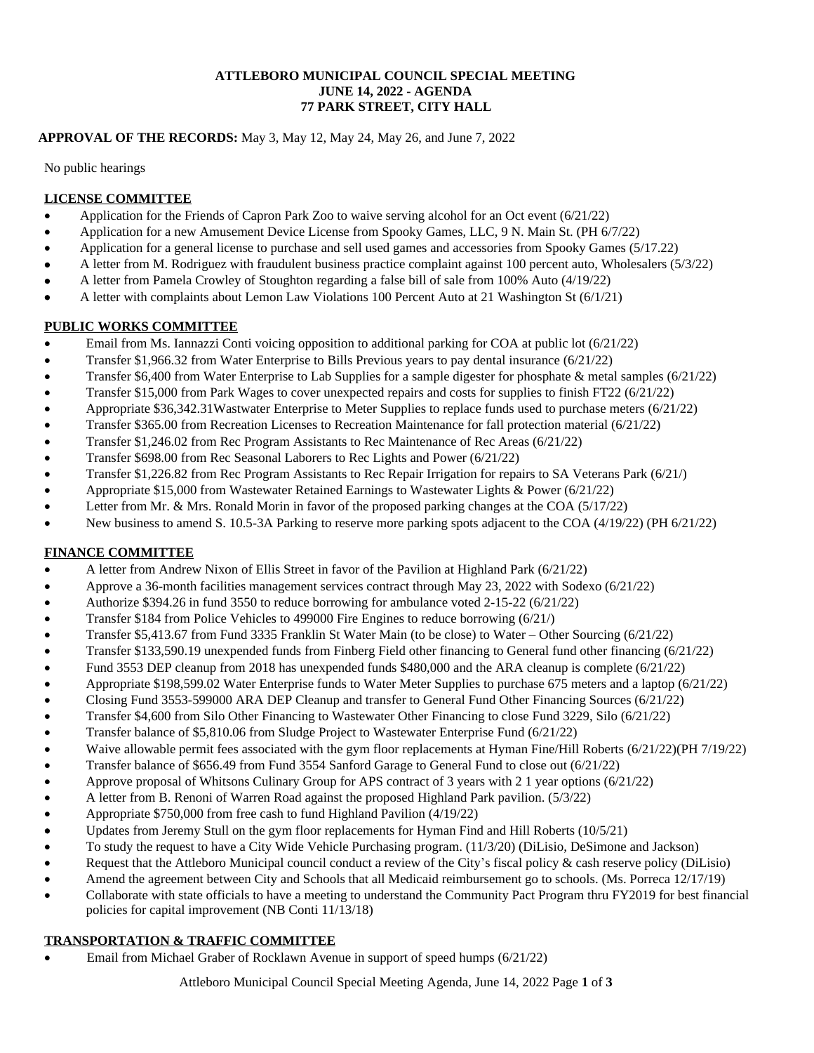**ATTLEBORO MUNICIPAL COUNCIL SPECIAL MEETING**
**JUNE 14, 2022 - AGENDA**
**77 PARK STREET, CITY HALL**

**APPROVAL OF THE RECORDS:** May 3, May 12, May 24, May 26, and June 7, 2022

No public hearings

## LICENSE COMMITTEE

- Application for the Friends of Capron Park Zoo to waive serving alcohol for an Oct event (6/21/22)
- Application for a new Amusement Device License from Spooky Games, LLC, 9 N. Main St. (PH 6/7/22)
- Application for a general license to purchase and sell used games and accessories from Spooky Games (5/17.22)
- A letter from M. Rodriguez with fraudulent business practice complaint against 100 percent auto, Wholesalers (5/3/22)
- A letter from Pamela Crowley of Stoughton regarding a false bill of sale from 100% Auto (4/19/22)
- A letter with complaints about Lemon Law Violations 100 Percent Auto at 21 Washington St (6/1/21)

## PUBLIC WORKS COMMITTEE

- Email from Ms. Iannazzi Conti voicing opposition to additional parking for COA at public lot (6/21/22)
- Transfer $1,966.32 from Water Enterprise to Bills Previous years to pay dental insurance (6/21/22)
- Transfer $6,400 from Water Enterprise to Lab Supplies for a sample digester for phosphate & metal samples (6/21/22)
- Transfer $15,000 from Park Wages to cover unexpected repairs and costs for supplies to finish FT22 (6/21/22)
- Appropriate $36,342.31Wastwater Enterprise to Meter Supplies to replace funds used to purchase meters (6/21/22)
- Transfer $365.00 from Recreation Licenses to Recreation Maintenance for fall protection material (6/21/22)
- Transfer $1,246.02 from Rec Program Assistants to Rec Maintenance of Rec Areas (6/21/22)
- Transfer $698.00 from Rec Seasonal Laborers to Rec Lights and Power (6/21/22)
- Transfer $1,226.82 from Rec Program Assistants to Rec Repair Irrigation for repairs to SA Veterans Park (6/21/)
- Appropriate $15,000 from Wastewater Retained Earnings to Wastewater Lights & Power (6/21/22)
- Letter from Mr. & Mrs. Ronald Morin in favor of the proposed parking changes at the COA (5/17/22)
- New business to amend S. 10.5-3A Parking to reserve more parking spots adjacent to the COA (4/19/22) (PH 6/21/22)

## FINANCE COMMITTEE

- A letter from Andrew Nixon of Ellis Street in favor of the Pavilion at Highland Park (6/21/22)
- Approve a 36-month facilities management services contract through May 23, 2022 with Sodexo (6/21/22)
- Authorize $394.26 in fund 3550 to reduce borrowing for ambulance voted 2-15-22 (6/21/22)
- Transfer $184 from Police Vehicles to 499000 Fire Engines to reduce borrowing (6/21/)
- Transfer $5,413.67 from Fund 3335 Franklin St Water Main (to be close) to Water – Other Sourcing (6/21/22)
- Transfer $133,590.19 unexpended funds from Finberg Field other financing to General fund other financing (6/21/22)
- Fund 3553 DEP cleanup from 2018 has unexpended funds $480,000 and the ARA cleanup is complete (6/21/22)
- Appropriate $198,599.02 Water Enterprise funds to Water Meter Supplies to purchase 675 meters and a laptop (6/21/22)
- Closing Fund 3553-599000 ARA DEP Cleanup and transfer to General Fund Other Financing Sources (6/21/22)
- Transfer $4,600 from Silo Other Financing to Wastewater Other Financing to close Fund 3229, Silo (6/21/22)
- Transfer balance of $5,810.06 from Sludge Project to Wastewater Enterprise Fund (6/21/22)
- Waive allowable permit fees associated with the gym floor replacements at Hyman Fine/Hill Roberts (6/21/22)(PH 7/19/22)
- Transfer balance of $656.49 from Fund 3554 Sanford Garage to General Fund to close out (6/21/22)
- Approve proposal of Whitsons Culinary Group for APS contract of 3 years with 2 1 year options (6/21/22)
- A letter from B. Renoni of Warren Road against the proposed Highland Park pavilion. (5/3/22)
- Appropriate $750,000 from free cash to fund Highland Pavilion (4/19/22)
- Updates from Jeremy Stull on the gym floor replacements for Hyman Find and Hill Roberts (10/5/21)
- To study the request to have a City Wide Vehicle Purchasing program. (11/3/20) (DiLisio, DeSimone and Jackson)
- Request that the Attleboro Municipal council conduct a review of the City's fiscal policy & cash reserve policy (DiLisio)
- Amend the agreement between City and Schools that all Medicaid reimbursement go to schools. (Ms. Porreca 12/17/19)
- Collaborate with state officials to have a meeting to understand the Community Pact Program thru FY2019 for best financial policies for capital improvement (NB Conti 11/13/18)

## TRANSPORTATION & TRAFFIC COMMITTEE

- Email from Michael Graber of Rocklawn Avenue in support of speed humps (6/21/22)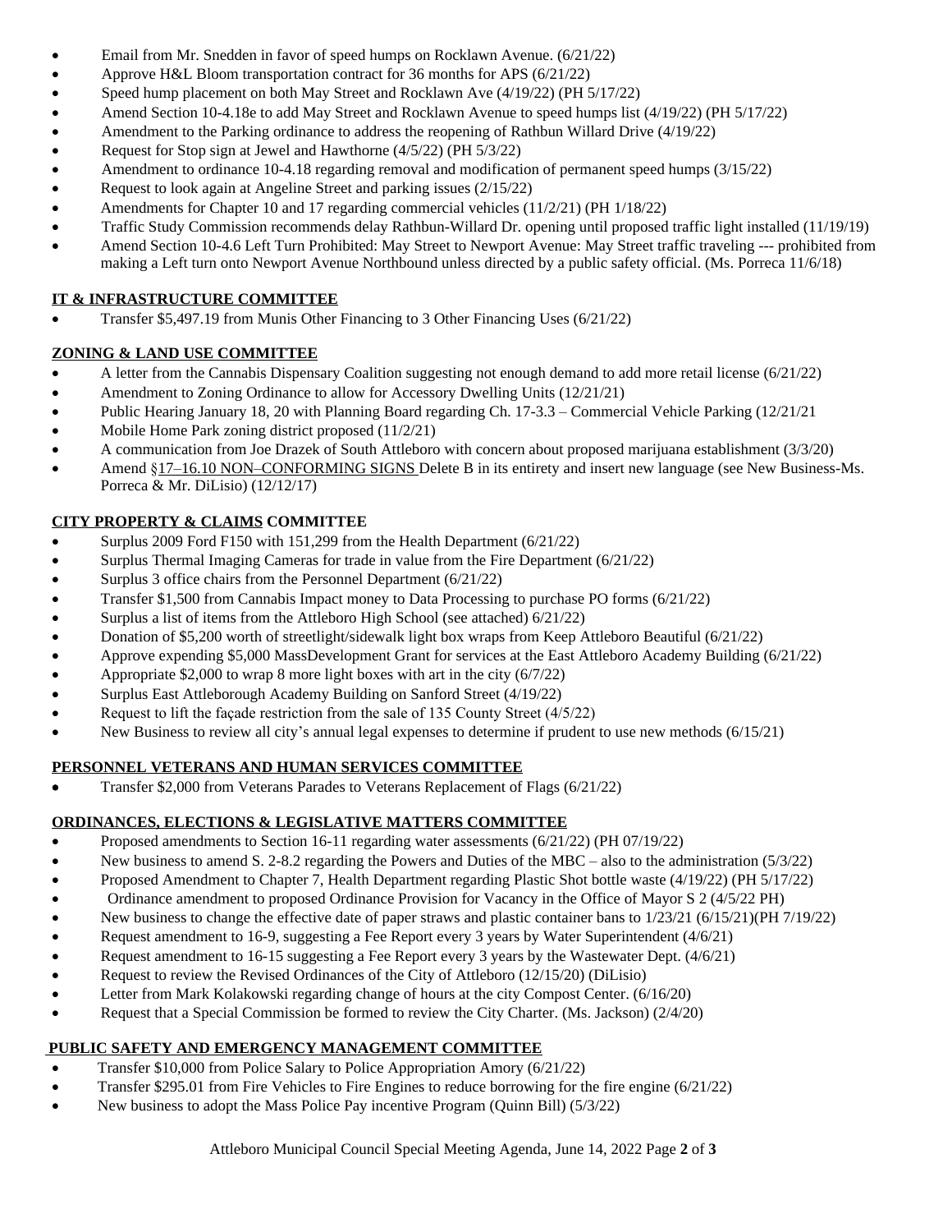- Email from Mr. Snedden in favor of speed humps on Rocklawn Avenue. (6/21/22)
- Approve H&L Bloom transportation contract for 36 months for APS (6/21/22)
- Speed hump placement on both May Street and Rocklawn Ave (4/19/22) (PH 5/17/22)
- Amend Section 10-4.18e to add May Street and Rocklawn Avenue to speed humps list (4/19/22) (PH 5/17/22)
- Amendment to the Parking ordinance to address the reopening of Rathbun Willard Drive (4/19/22)
- Request for Stop sign at Jewel and Hawthorne (4/5/22) (PH 5/3/22)
- Amendment to ordinance 10-4.18 regarding removal and modification of permanent speed humps (3/15/22)
- Request to look again at Angeline Street and parking issues (2/15/22)
- Amendments for Chapter 10 and 17 regarding commercial vehicles (11/2/21) (PH 1/18/22)
- Traffic Study Commission recommends delay Rathbun-Willard Dr. opening until proposed traffic light installed (11/19/19)
- Amend Section 10-4.6 Left Turn Prohibited: May Street to Newport Avenue: May Street traffic traveling --- prohibited from making a Left turn onto Newport Avenue Northbound unless directed by a public safety official. (Ms. Porreca 11/6/18)

**IT & INFRASTRUCTURE COMMITTEE**

- Transfer $5,497.19 from Munis Other Financing to 3 Other Financing Uses (6/21/22)

**ZONING & LAND USE COMMITTEE**

- A letter from the Cannabis Dispensary Coalition suggesting not enough demand to add more retail license (6/21/22)
- Amendment to Zoning Ordinance to allow for Accessory Dwelling Units (12/21/21)
- Public Hearing January 18, 20 with Planning Board regarding Ch. 17-3.3 – Commercial Vehicle Parking (12/21/21
- Mobile Home Park zoning district proposed (11/2/21)
- A communication from Joe Drazek of South Attleboro with concern about proposed marijuana establishment (3/3/20)
- Amend §17–16.10 NON–CONFORMING SIGNS Delete B in its entirety and insert new language (see New Business-Ms. Porreca & Mr. DiLisio) (12/12/17)

**CITY PROPERTY & CLAIMS COMMITTEE**

- Surplus 2009 Ford F150 with 151,299 from the Health Department (6/21/22)
- Surplus Thermal Imaging Cameras for trade in value from the Fire Department (6/21/22)
- Surplus 3 office chairs from the Personnel Department (6/21/22)
- Transfer $1,500 from Cannabis Impact money to Data Processing to purchase PO forms (6/21/22)
- Surplus a list of items from the Attleboro High School (see attached) 6/21/22)
- Donation of $5,200 worth of streetlight/sidewalk light box wraps from Keep Attleboro Beautiful (6/21/22)
- Approve expending $5,000 MassDevelopment Grant for services at the East Attleboro Academy Building (6/21/22)
- Appropriate $2,000 to wrap 8 more light boxes with art in the city (6/7/22)
- Surplus East Attleborough Academy Building on Sanford Street (4/19/22)
- Request to lift the façade restriction from the sale of 135 County Street (4/5/22)
- New Business to review all city's annual legal expenses to determine if prudent to use new methods (6/15/21)

**PERSONNEL VETERANS AND HUMAN SERVICES COMMITTEE**

- Transfer $2,000 from Veterans Parades to Veterans Replacement of Flags (6/21/22)

**ORDINANCES, ELECTIONS & LEGISLATIVE MATTERS COMMITTEE**

- Proposed amendments to Section 16-11 regarding water assessments (6/21/22) (PH 07/19/22)
- New business to amend S. 2-8.2 regarding the Powers and Duties of the MBC – also to the administration (5/3/22)
- Proposed Amendment to Chapter 7, Health Department regarding Plastic Shot bottle waste (4/19/22) (PH 5/17/22)
- Ordinance amendment to proposed Ordinance Provision for Vacancy in the Office of Mayor S 2 (4/5/22 PH)
- New business to change the effective date of paper straws and plastic container bans to 1/23/21 (6/15/21)(PH 7/19/22)
- Request amendment to 16-9, suggesting a Fee Report every 3 years by Water Superintendent (4/6/21)
- Request amendment to 16-15 suggesting a Fee Report every 3 years by the Wastewater Dept. (4/6/21)
- Request to review the Revised Ordinances of the City of Attleboro (12/15/20) (DiLisio)
- Letter from Mark Kolakowski regarding change of hours at the city Compost Center. (6/16/20)
- Request that a Special Commission be formed to review the City Charter. (Ms. Jackson) (2/4/20)

**PUBLIC SAFETY AND EMERGENCY MANAGEMENT COMMITTEE**

- Transfer $10,000 from Police Salary to Police Appropriation Amory (6/21/22)
- Transfer $295.01 from Fire Vehicles to Fire Engines to reduce borrowing for the fire engine (6/21/22)
- New business to adopt the Mass Police Pay incentive Program (Quinn Bill) (5/3/22)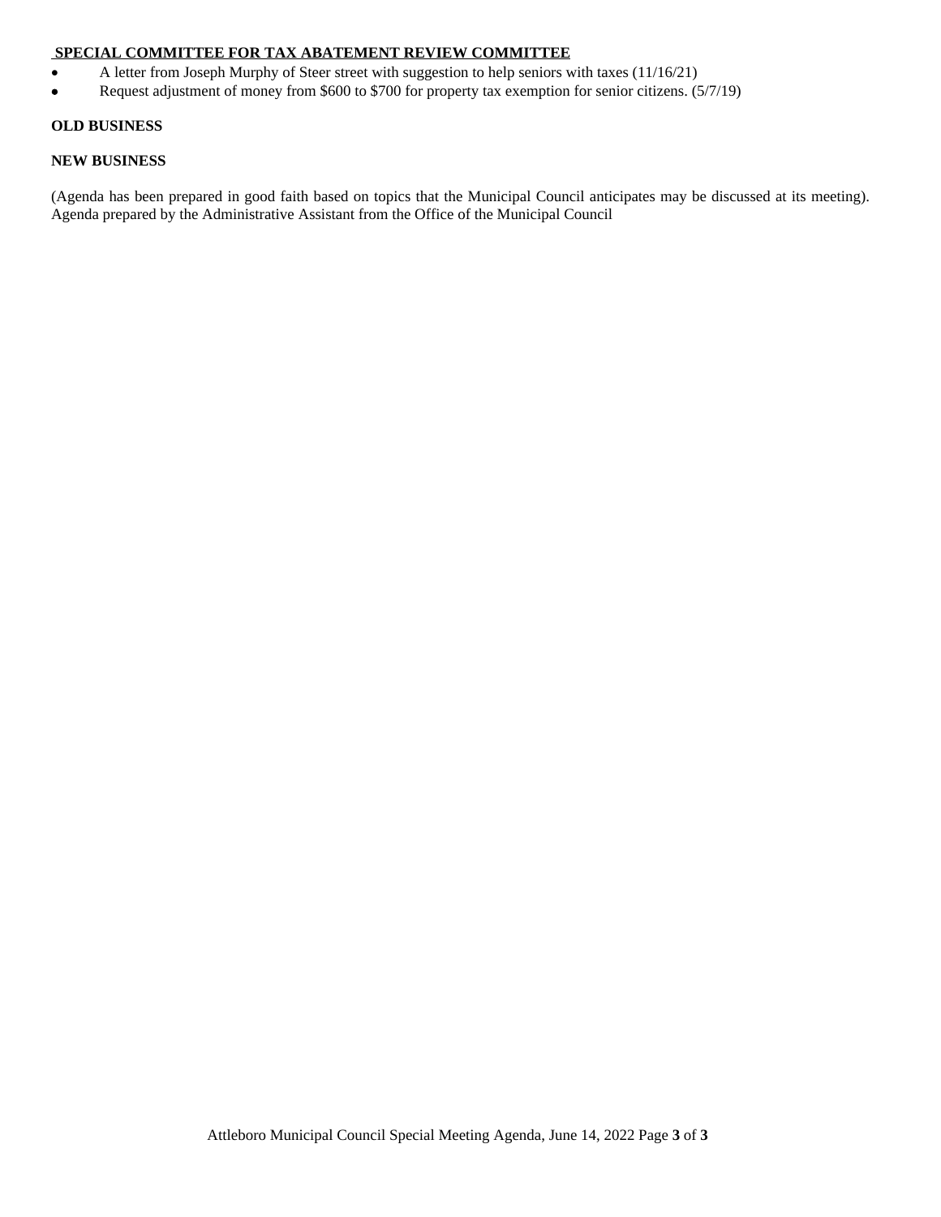**SPECIAL COMMITTEE FOR TAX ABATEMENT REVIEW COMMITTEE**

- A letter from Joseph Murphy of Steer street with suggestion to help seniors with taxes (11/16/21)
- Request adjustment of money from $600 to $700 for property tax exemption for senior citizens. (5/7/19)

**OLD BUSINESS**

**NEW BUSINESS**

(Agenda has been prepared in good faith based on topics that the Municipal Council anticipates may be discussed at its meeting). Agenda prepared by the Administrative Assistant from the Office of the Municipal Council